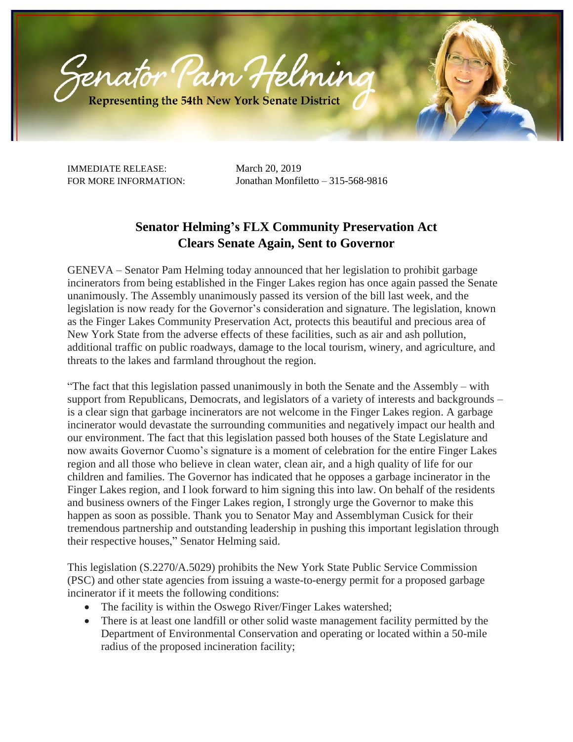Senator Pam Helming

Representing the 54th New York Senate District

IMMEDIATE RELEASE: March 20, 2019
FOR MORE INFORMATION: Jonathan Monfiletto – 315-568-9816

## Senator Helming's FLX Community Preservation Act Clears Senate Again, Sent to Governor

GENEVA – Senator Pam Helming today announced that her legislation to prohibit garbage incinerators from being established in the Finger Lakes region has once again passed the Senate unanimously. The Assembly unanimously passed its version of the bill last week, and the legislation is now ready for the Governor's consideration and signature. The legislation, known as the Finger Lakes Community Preservation Act, protects this beautiful and precious area of New York State from the adverse effects of these facilities, such as air and ash pollution, additional traffic on public roadways, damage to the local tourism, winery, and agriculture, and threats to the lakes and farmland throughout the region.

"The fact that this legislation passed unanimously in both the Senate and the Assembly – with support from Republicans, Democrats, and legislators of a variety of interests and backgrounds – is a clear sign that garbage incinerators are not welcome in the Finger Lakes region. A garbage incinerator would devastate the surrounding communities and negatively impact our health and our environment. The fact that this legislation passed both houses of the State Legislature and now awaits Governor Cuomo's signature is a moment of celebration for the entire Finger Lakes region and all those who believe in clean water, clean air, and a high quality of life for our children and families. The Governor has indicated that he opposes a garbage incinerator in the Finger Lakes region, and I look forward to him signing this into law. On behalf of the residents and business owners of the Finger Lakes region, I strongly urge the Governor to make this happen as soon as possible. Thank you to Senator May and Assemblyman Cusick for their tremendous partnership and outstanding leadership in pushing this important legislation through their respective houses," Senator Helming said.

This legislation (S.2270/A.5029) prohibits the New York State Public Service Commission (PSC) and other state agencies from issuing a waste-to-energy permit for a proposed garbage incinerator if it meets the following conditions:

- The facility is within the Oswego River/Finger Lakes watershed;
- There is at least one landfill or other solid waste management facility permitted by the Department of Environmental Conservation and operating or located within a 50-mile radius of the proposed incineration facility;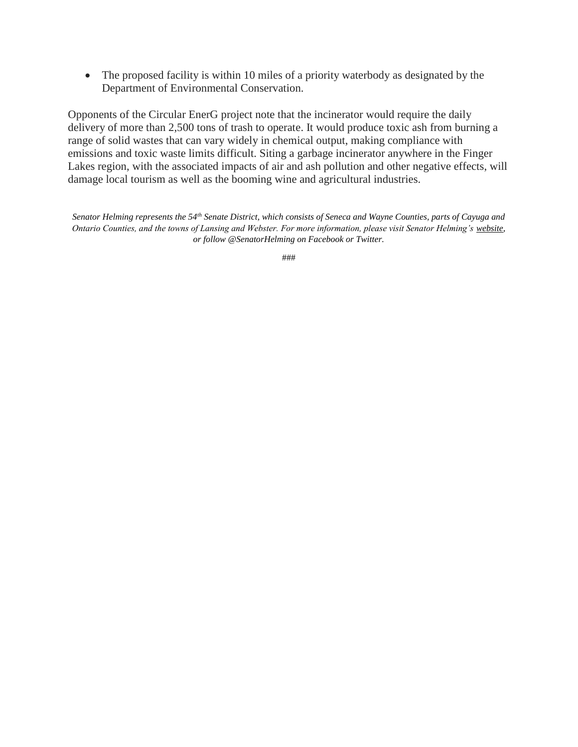- The proposed facility is within 10 miles of a priority waterbody as designated by the Department of Environmental Conservation.

Opponents of the Circular EnerG project note that the incinerator would require the daily delivery of more than 2,500 tons of trash to operate. It would produce toxic ash from burning a range of solid wastes that can vary widely in chemical output, making compliance with emissions and toxic waste limits difficult. Siting a garbage incinerator anywhere in the Finger Lakes region, with the associated impacts of air and ash pollution and other negative effects, will damage local tourism as well as the booming wine and agricultural industries.

*Senator Helming represents the 54th Senate District, which consists of Seneca and Wayne Counties, parts of Cayuga and Ontario Counties, and the towns of Lansing and Webster. For more information, please visit Senator Helming's website, or follow @SenatorHelming on Facebook or Twitter.*

###